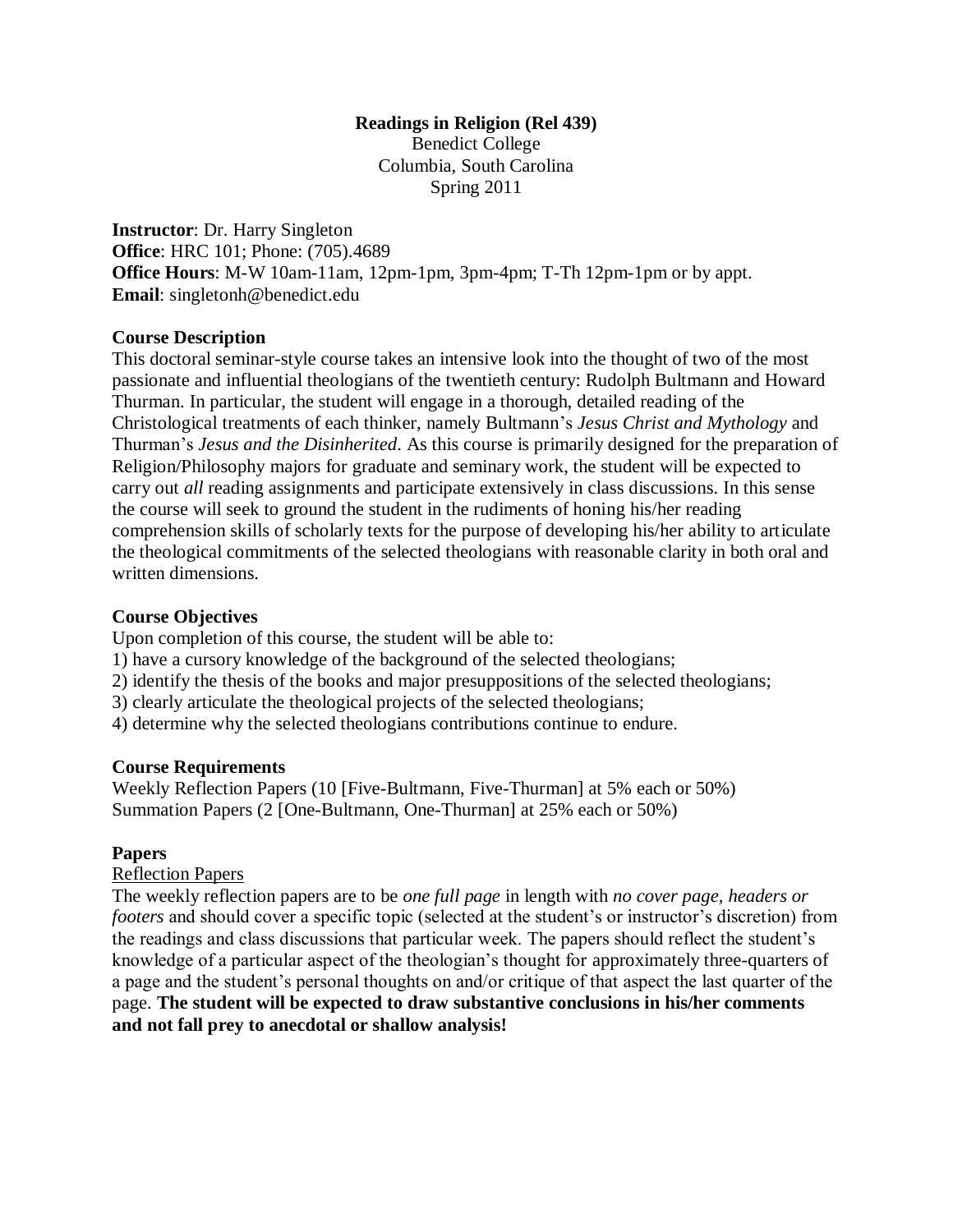**Readings in Religion (Rel 439)**
Benedict College
Columbia, South Carolina
Spring 2011

**Instructor**: Dr. Harry Singleton
**Office**: HRC 101; Phone: (705).4689
**Office Hours**: M-W 10am-11am, 12pm-1pm, 3pm-4pm; T-Th 12pm-1pm or by appt.
**Email**: singletonh@benedict.edu

## Course Description

This doctoral seminar-style course takes an intensive look into the thought of two of the most passionate and influential theologians of the twentieth century: Rudolph Bultmann and Howard Thurman. In particular, the student will engage in a thorough, detailed reading of the Christological treatments of each thinker, namely Bultmann's *Jesus Christ and Mythology* and Thurman's *Jesus and the Disinherited*. As this course is primarily designed for the preparation of Religion/Philosophy majors for graduate and seminary work, the student will be expected to carry out *all* reading assignments and participate extensively in class discussions. In this sense the course will seek to ground the student in the rudiments of honing his/her reading comprehension skills of scholarly texts for the purpose of developing his/her ability to articulate the theological commitments of the selected theologians with reasonable clarity in both oral and written dimensions.

## Course Objectives

Upon completion of this course, the student will be able to:

1) have a cursory knowledge of the background of the selected theologians;
2) identify the thesis of the books and major presuppositions of the selected theologians;
3) clearly articulate the theological projects of the selected theologians;
4) determine why the selected theologians contributions continue to endure.

## Course Requirements

Weekly Reflection Papers (10 [Five-Bultmann, Five-Thurman] at 5% each or 50%)
Summation Papers (2 [One-Bultmann, One-Thurman] at 25% each or 50%)

## Papers

<u>Reflection Papers</u>

The weekly reflection papers are to be *one full page* in length with *no cover page, headers or footers* and should cover a specific topic (selected at the student's or instructor's discretion) from the readings and class discussions that particular week. The papers should reflect the student's knowledge of a particular aspect of the theologian's thought for approximately three-quarters of a page and the student's personal thoughts on and/or critique of that aspect the last quarter of the page. **The student will be expected to draw substantive conclusions in his/her comments and not fall prey to anecdotal or shallow analysis!**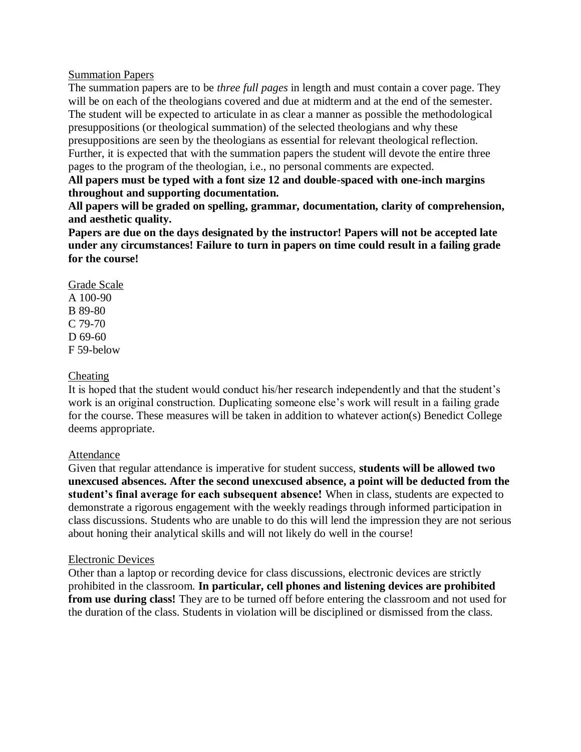<u>Summation Papers</u>

The summation papers are to be *three full pages* in length and must contain a cover page. They will be on each of the theologians covered and due at midterm and at the end of the semester. The student will be expected to articulate in as clear a manner as possible the methodological presuppositions (or theological summation) of the selected theologians and why these presuppositions are seen by the theologians as essential for relevant theological reflection. Further, it is expected that with the summation papers the student will devote the entire three pages to the program of the theologian, i.e., no personal comments are expected.

**All papers must be typed with a font size 12 and double-spaced with one-inch margins throughout and supporting documentation.**

**All papers will be graded on spelling, grammar, documentation, clarity of comprehension, and aesthetic quality.**

**Papers are due on the days designated by the instructor! Papers will not be accepted late under any circumstances! Failure to turn in papers on time could result in a failing grade for the course!**

<u>Grade Scale</u>

A 100-90
B 89-80
C 79-70
D 69-60
F 59-below

<u>Cheating</u>

It is hoped that the student would conduct his/her research independently and that the student's work is an original construction. Duplicating someone else's work will result in a failing grade for the course. These measures will be taken in addition to whatever action(s) Benedict College deems appropriate.

<u>Attendance</u>

Given that regular attendance is imperative for student success, **students will be allowed two unexcused absences. After the second unexcused absence, a point will be deducted from the student's final average for each subsequent absence!** When in class, students are expected to demonstrate a rigorous engagement with the weekly readings through informed participation in class discussions. Students who are unable to do this will lend the impression they are not serious about honing their analytical skills and will not likely do well in the course!

<u>Electronic Devices</u>

Other than a laptop or recording device for class discussions, electronic devices are strictly prohibited in the classroom. **In particular, cell phones and listening devices are prohibited from use during class!** They are to be turned off before entering the classroom and not used for the duration of the class. Students in violation will be disciplined or dismissed from the class.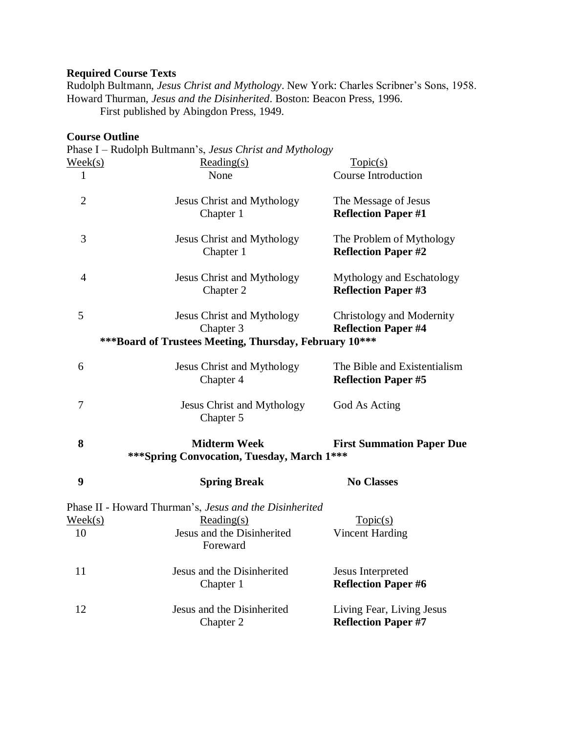**Required Course Texts**

Rudolph Bultmann, *Jesus Christ and Mythology*. New York: Charles Scribner's Sons, 1958.
Howard Thurman, *Jesus and the Disinherited*. Boston: Beacon Press, 1996.
First published by Abingdon Press, 1949.

**Course Outline**

Phase I – Rudolph Bultmann's, *Jesus Christ and Mythology*

| Week(s) | Reading(s) | Topic(s) |
|---|---|---|
| 1 | None | Course Introduction |
| 2 | Jesus Christ and Mythology Chapter 1 | The Message of Jesus **Reflection Paper #1** |
| 3 | Jesus Christ and Mythology Chapter 1 | The Problem of Mythology **Reflection Paper #2** |
| 4 | Jesus Christ and Mythology Chapter 2 | Mythology and Eschatology **Reflection Paper #3** |
| 5 | Jesus Christ and Mythology Chapter 3 | Christology and Modernity **Reflection Paper #4** |
| | **\*\*\*Board of Trustees Meeting, Thursday, February 10\*\*\*** | |
| 6 | Jesus Christ and Mythology Chapter 4 | The Bible and Existentialism **Reflection Paper #5** |
| 7 | Jesus Christ and Mythology Chapter 5 | God As Acting |
| **8** | **Midterm Week** | **First Summation Paper Due** |
| | **\*\*\*Spring Convocation, Tuesday, March 1\*\*\*** | |
| **9** | **Spring Break** | **No Classes** |

Phase II - Howard Thurman's, *Jesus and the Disinherited*

| Week(s) | Reading(s) | Topic(s) |
|---|---|---|
| 10 | Jesus and the Disinherited Foreward | Vincent Harding |
| 11 | Jesus and the Disinherited Chapter 1 | Jesus Interpreted **Reflection Paper #6** |
| 12 | Jesus and the Disinherited Chapter 2 | Living Fear, Living Jesus **Reflection Paper #7** |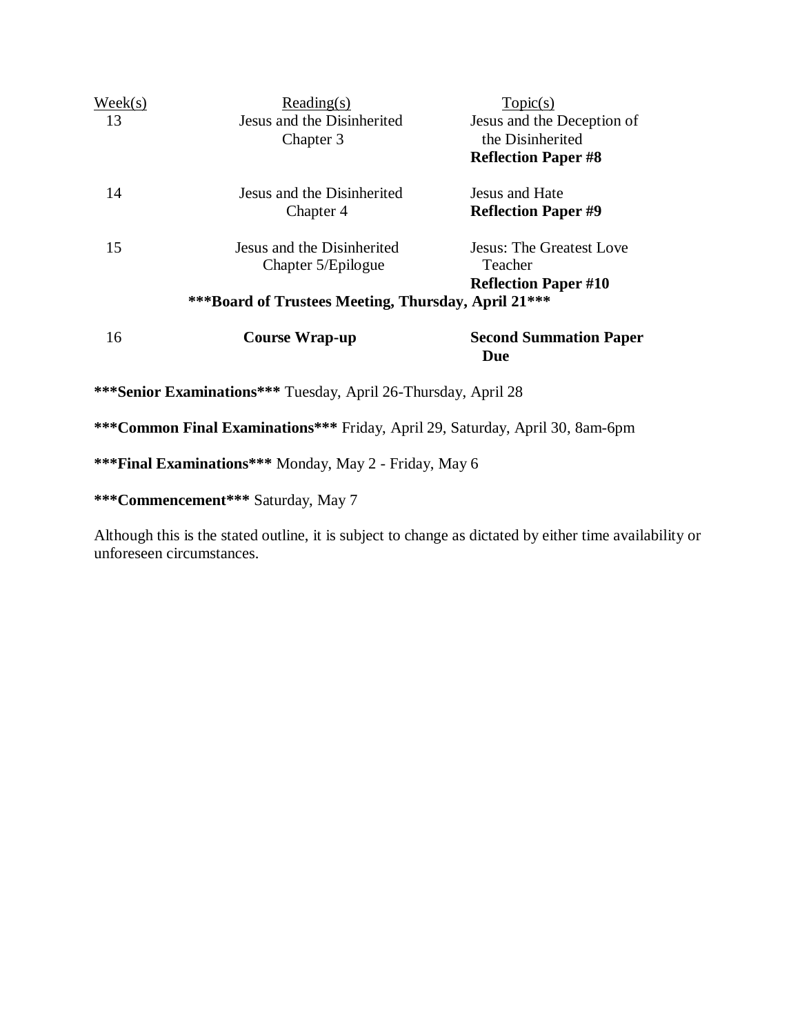| Week(s) | Reading(s) | Topic(s) |
|---|---|---|
| 13 | Jesus and the Disinherited Chapter 3 | Jesus and the Deception of the Disinherited **Reflection Paper #8** |
| 14 | Jesus and the Disinherited Chapter 4 | Jesus and Hate **Reflection Paper #9** |
| 15 | Jesus and the Disinherited Chapter 5/Epilogue | Jesus: The Greatest Love Teacher **Reflection Paper #10** |
| | **\*\*\*Board of Trustees Meeting, Thursday, April 21\*\*\*** | |
| 16 | **Course Wrap-up** | **Second Summation Paper Due** |

**\*\*\*Senior Examinations\*\*\*** Tuesday, April 26-Thursday, April 28

**\*\*\*Common Final Examinations\*\*\*** Friday, April 29, Saturday, April 30, 8am-6pm

**\*\*\*Final Examinations\*\*\*** Monday, May 2 - Friday, May 6

**\*\*\*Commencement\*\*\*** Saturday, May 7

Although this is the stated outline, it is subject to change as dictated by either time availability or unforeseen circumstances.